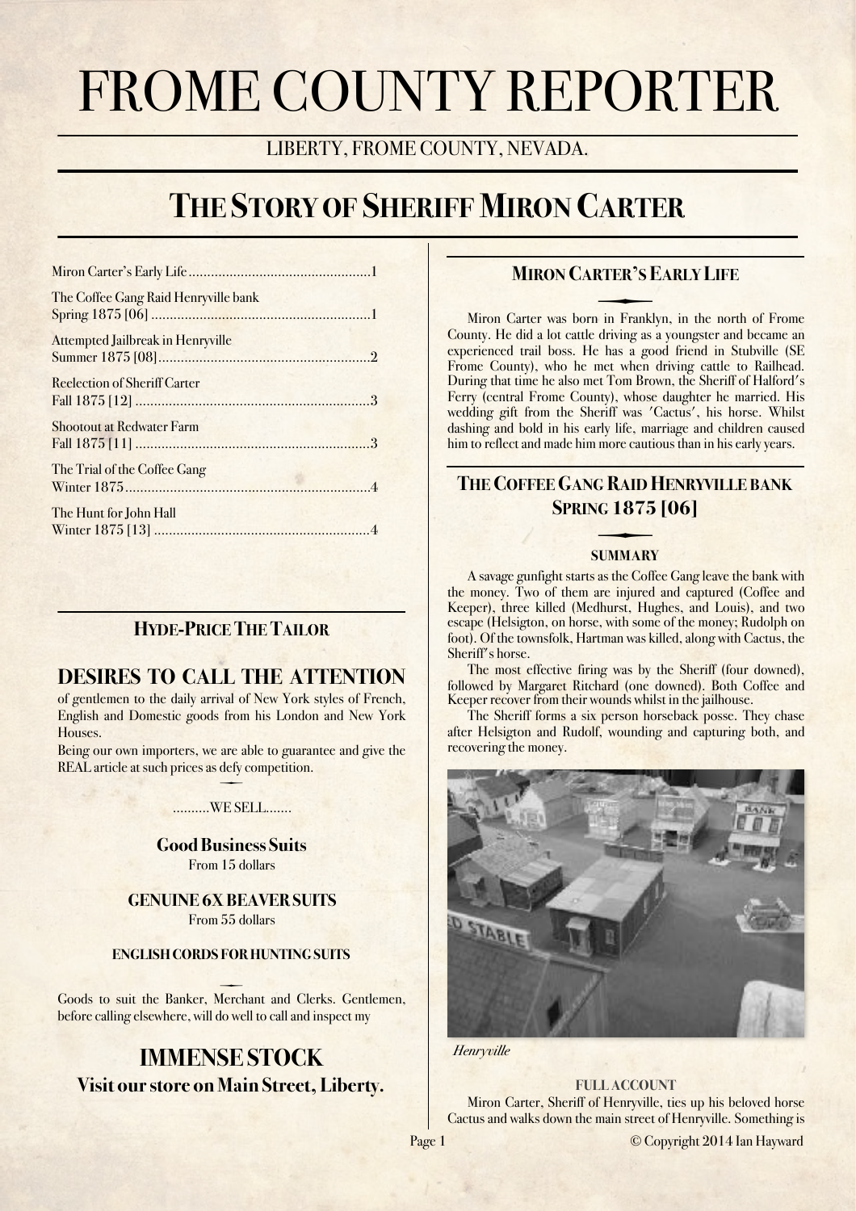# FROME COUNTY REPORTER

LIBERTY, FROME COUNTY, NEVADA.

## THE STORY OF SHERIFF MIRON CARTER

Miron Carter's Early Life ........................................ 1

The Coffee Gang Raid Henryville bank
Spring 1875 [06] ........................................ 1

Attempted Jailbreak in Henryville
Summer 1875 [08] ........................................ 2

Reelection of Sheriff Carter
Fall 1875 [12] ........................................ 3

Shootout at Redwater Farm
Fall 1875 [11] ........................................ 3

The Trial of the Coffee Gang
Winter 1875 ........................................ 4

The Hunt for John Hall
Winter 1875 [13] ........................................ 4

### HYDE-PRICE THE TAILOR

## DESIRES TO CALL THE ATTENTION

of gentlemen to the daily arrival of New York styles of French, English and Domestic goods from his London and New York Houses.

Being our own importers, we are able to guarantee and give the REAL article at such prices as defy competition.

..........WE SELL.......

**Good Business Suits**
From 15 dollars

**GENUINE 6X BEAVER SUITS**
From 55 dollars

**ENGLISH CORDS FOR HUNTING SUITS**

Goods to suit the Banker, Merchant and Clerks. Gentlemen, before calling elsewhere, will do well to call and inspect my

## IMMENSE STOCK

**Visit our store on Main Street, Liberty.**

### MIRON CARTER'S EARLY LIFE

Miron Carter was born in Franklyn, in the north of Frome County. He did a lot cattle driving as a youngster and became an experienced trail boss. He has a good friend in Stubville (SE Frome County), who he met when driving cattle to Railhead. During that time he also met Tom Brown, the Sheriff of Halford's Ferry (central Frome County), whose daughter he married. His wedding gift from the Sheriff was 'Cactus', his horse. Whilst dashing and bold in his early life, marriage and children caused him to reflect and made him more cautious than in his early years.

### THE COFFEE GANG RAID HENRYVILLE BANK SPRING 1875 [06]

#### SUMMARY

A savage gunfight starts as the Coffee Gang leave the bank with the money. Two of them are injured and captured (Coffee and Keeper), three killed (Medhurst, Hughes, and Louis), and two escape (Helsigton, on horse, with some of the money; Rudolph on foot). Of the townsfolk, Hartman was killed, along with Cactus, the Sheriff's horse.

The most effective firing was by the Sheriff (four downed), followed by Margaret Ritchard (one downed). Both Coffee and Keeper recover from their wounds whilst in the jailhouse.

The Sheriff forms a six person horseback posse. They chase after Helsigton and Rudolf, wounding and capturing both, and recovering the money.

*Henryville*

#### FULL ACCOUNT

Miron Carter, Sheriff of Henryville, ties up his beloved horse Cactus and walks down the main street of Henryville. Something is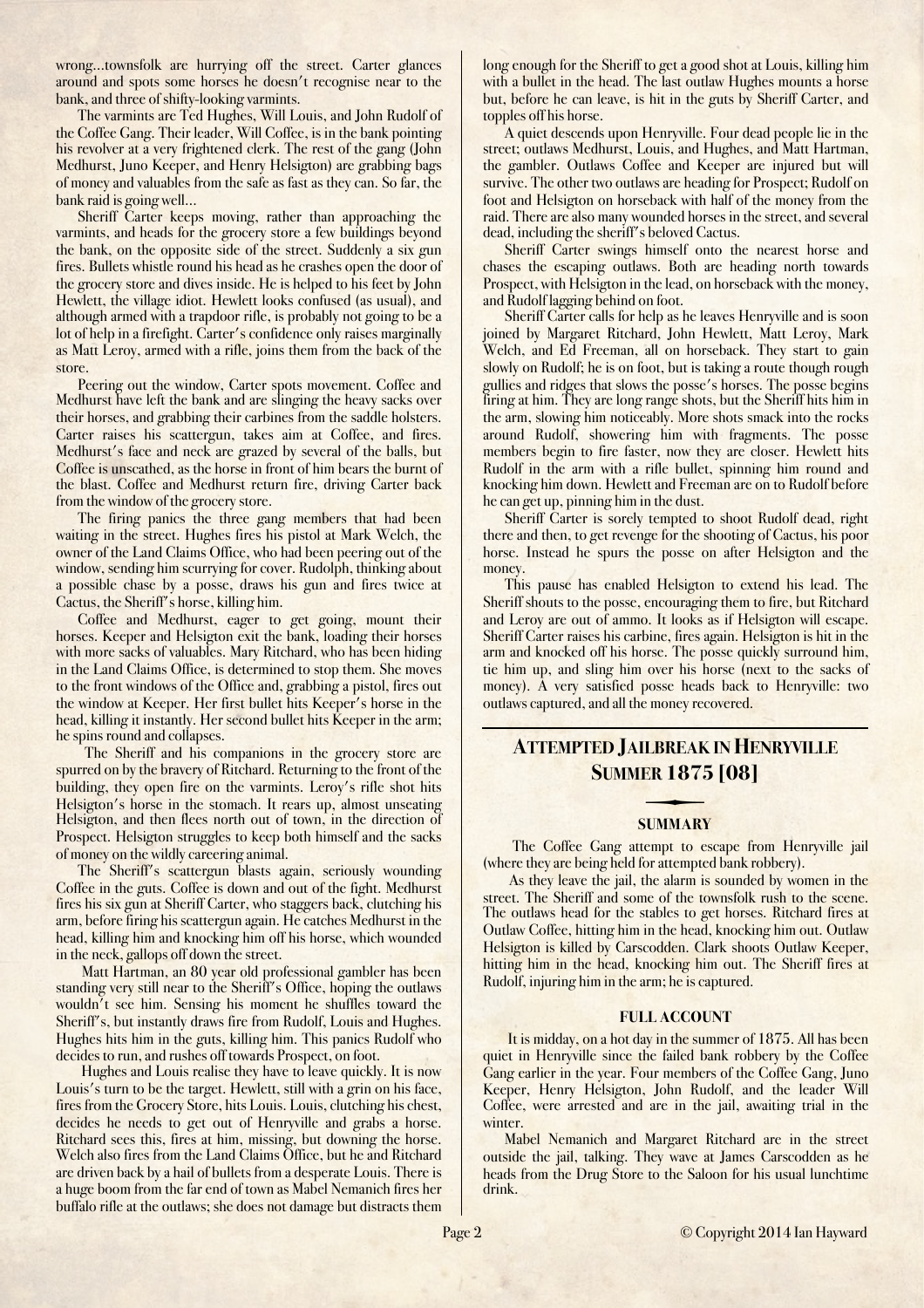wrong…townsfolk are hurrying off the street. Carter glances around and spots some horses he doesn't recognise near to the bank, and three of shifty-looking varmints.

The varmints are Ted Hughes, Will Louis, and John Rudolf of the Coffee Gang. Their leader, Will Coffee, is in the bank pointing his revolver at a very frightened clerk. The rest of the gang (John Medhurst, Juno Keeper, and Henry Helsigton) are grabbing bags of money and valuables from the safe as fast as they can. So far, the bank raid is going well…

Sheriff Carter keeps moving, rather than approaching the varmints, and heads for the grocery store a few buildings beyond the bank, on the opposite side of the street. Suddenly a six gun fires. Bullets whistle round his head as he crashes open the door of the grocery store and dives inside. He is helped to his feet by John Hewlett, the village idiot. Hewlett looks confused (as usual), and although armed with a trapdoor rifle, is probably not going to be a lot of help in a firefight. Carter's confidence only raises marginally as Matt Leroy, armed with a rifle, joins them from the back of the store.

Peering out the window, Carter spots movement. Coffee and Medhurst have left the bank and are slinging the heavy sacks over their horses, and grabbing their carbines from the saddle holsters. Carter raises his scattergun, takes aim at Coffee, and fires. Medhurst's face and neck are grazed by several of the balls, but Coffee is unscathed, as the horse in front of him bears the burnt of the blast. Coffee and Medhurst return fire, driving Carter back from the window of the grocery store.

The firing panics the three gang members that had been waiting in the street. Hughes fires his pistol at Mark Welch, the owner of the Land Claims Office, who had been peering out of the window, sending him scurrying for cover. Rudolph, thinking about a possible chase by a posse, draws his gun and fires twice at Cactus, the Sheriff's horse, killing him.

Coffee and Medhurst, eager to get going, mount their horses. Keeper and Helsigton exit the bank, loading their horses with more sacks of valuables. Mary Ritchard, who has been hiding in the Land Claims Office, is determined to stop them. She moves to the front windows of the Office and, grabbing a pistol, fires out the window at Keeper. Her first bullet hits Keeper's horse in the head, killing it instantly. Her second bullet hits Keeper in the arm; he spins round and collapses.

The Sheriff and his companions in the grocery store are spurred on by the bravery of Ritchard. Returning to the front of the building, they open fire on the varmints. Leroy's rifle shot hits Helsigton's horse in the stomach. It rears up, almost unseating Helsigton, and then flees north out of town, in the direction of Prospect. Helsigton struggles to keep both himself and the sacks of money on the wildly careering animal.

The Sheriff's scattergun blasts again, seriously wounding Coffee in the guts. Coffee is down and out of the fight. Medhurst fires his six gun at Sheriff Carter, who staggers back, clutching his arm, before firing his scattergun again. He catches Medhurst in the head, killing him and knocking him off his horse, which wounded in the neck, gallops off down the street.

Matt Hartman, an 80 year old professional gambler has been standing very still near to the Sheriff's Office, hoping the outlaws wouldn't see him. Sensing his moment he shuffles toward the Sheriff's, but instantly draws fire from Rudolf, Louis and Hughes. Hughes hits him in the guts, killing him. This panics Rudolf who decides to run, and rushes off towards Prospect, on foot.

Hughes and Louis realise they have to leave quickly. It is now Louis's turn to be the target. Hewlett, still with a grin on his face, fires from the Grocery Store, hits Louis. Louis, clutching his chest, decides he needs to get out of Henryville and grabs a horse. Ritchard sees this, fires at him, missing, but downing the horse. Welch also fires from the Land Claims Office, but he and Ritchard are driven back by a hail of bullets from a desperate Louis. There is a huge boom from the far end of town as Mabel Nemanich fires her buffalo rifle at the outlaws; she does not damage but distracts them long enough for the Sheriff to get a good shot at Louis, killing him with a bullet in the head. The last outlaw Hughes mounts a horse but, before he can leave, is hit in the guts by Sheriff Carter, and topples off his horse.

A quiet descends upon Henryville. Four dead people lie in the street; outlaws Medhurst, Louis, and Hughes, and Matt Hartman, the gambler. Outlaws Coffee and Keeper are injured but will survive. The other two outlaws are heading for Prospect; Rudolf on foot and Helsigton on horseback with half of the money from the raid. There are also many wounded horses in the street, and several dead, including the sheriff's beloved Cactus.

Sheriff Carter swings himself onto the nearest horse and chases the escaping outlaws. Both are heading north towards Prospect, with Helsigton in the lead, on horseback with the money, and Rudolf lagging behind on foot.

Sheriff Carter calls for help as he leaves Henryville and is soon joined by Margaret Ritchard, John Hewlett, Matt Leroy, Mark Welch, and Ed Freeman, all on horseback. They start to gain slowly on Rudolf; he is on foot, but is taking a route though rough gullies and ridges that slows the posse's horses. The posse begins firing at him. They are long range shots, but the Sheriff hits him in the arm, slowing him noticeably. More shots smack into the rocks around Rudolf, showering him with fragments. The posse members begin to fire faster, now they are closer. Hewlett hits Rudolf in the arm with a rifle bullet, spinning him round and knocking him down. Hewlett and Freeman are on to Rudolf before he can get up, pinning him in the dust.

Sheriff Carter is sorely tempted to shoot Rudolf dead, right there and then, to get revenge for the shooting of Cactus, his poor horse. Instead he spurs the posse on after Helsigton and the money.

This pause has enabled Helsigton to extend his lead. The Sheriff shouts to the posse, encouraging them to fire, but Ritchard and Leroy are out of ammo. It looks as if Helsigton will escape. Sheriff Carter raises his carbine, fires again. Helsigton is hit in the arm and knocked off his horse. The posse quickly surround him, tie him up, and sling him over his horse (next to the sacks of money). A very satisfied posse heads back to Henryville: two outlaws captured, and all the money recovered.

## Attempted Jailbreak in Henryville Summer 1875 [08]

### SUMMARY

The Coffee Gang attempt to escape from Henryville jail (where they are being held for attempted bank robbery).

As they leave the jail, the alarm is sounded by women in the street. The Sheriff and some of the townsfolk rush to the scene. The outlaws head for the stables to get horses. Ritchard fires at Outlaw Coffee, hitting him in the head, knocking him out. Outlaw Helsigton is killed by Carscodden. Clark shoots Outlaw Keeper, hitting him in the head, knocking him out. The Sheriff fires at Rudolf, injuring him in the arm; he is captured.

### FULL ACCOUNT

It is midday, on a hot day in the summer of 1875. All has been quiet in Henryville since the failed bank robbery by the Coffee Gang earlier in the year. Four members of the Coffee Gang, Juno Keeper, Henry Helsigton, John Rudolf, and the leader Will Coffee, were arrested and are in the jail, awaiting trial in the winter.

Mabel Nemanich and Margaret Ritchard are in the street outside the jail, talking. They wave at James Carscodden as he heads from the Drug Store to the Saloon for his usual lunchtime drink.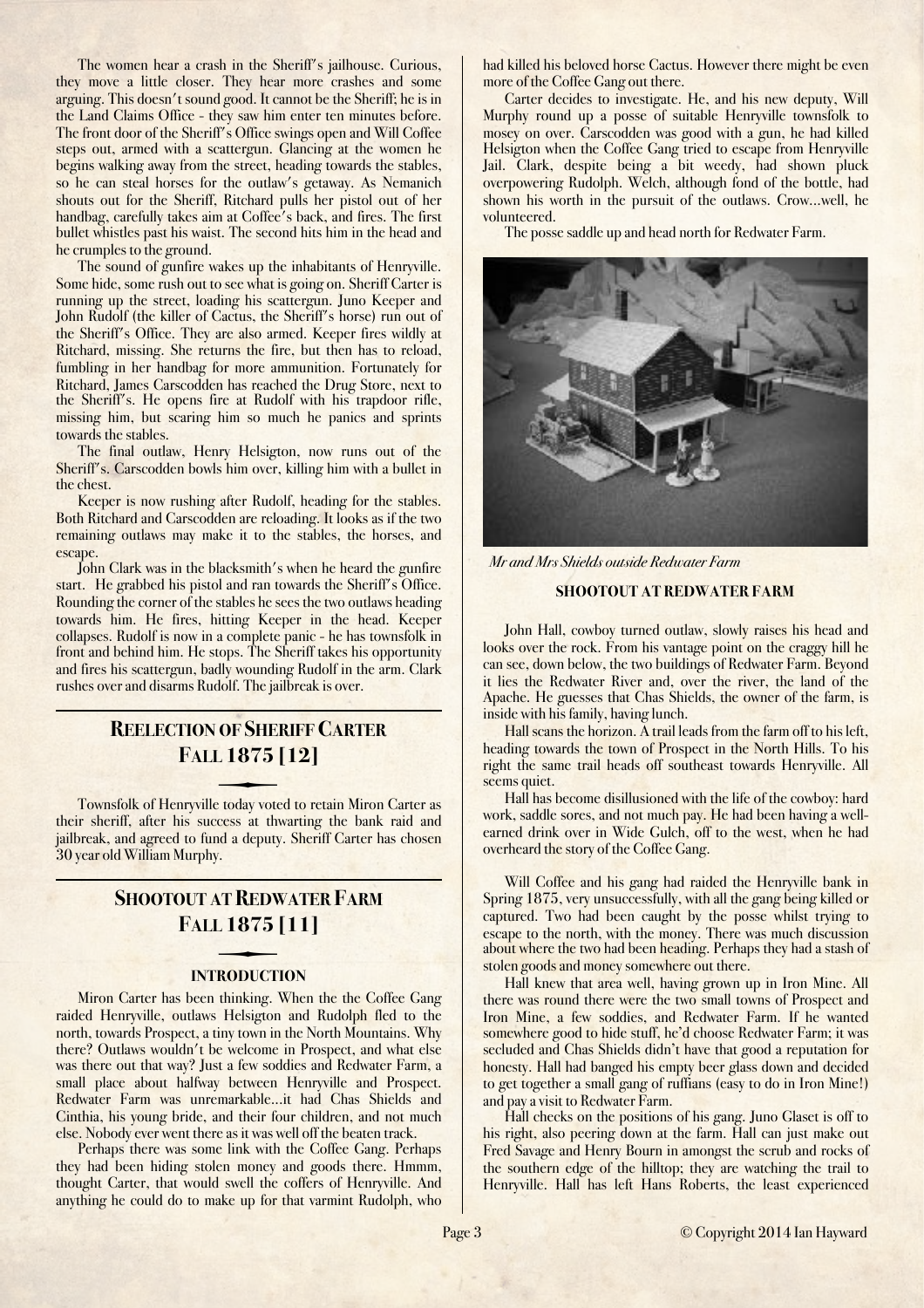The women hear a crash in the Sheriff's jailhouse. Curious, they move a little closer. They hear more crashes and some arguing. This doesn't sound good. It cannot be the Sheriff; he is in the Land Claims Office - they saw him enter ten minutes before. The front door of the Sheriff's Office swings open and Will Coffee steps out, armed with a scattergun. Glancing at the women he begins walking away from the street, heading towards the stables, so he can steal horses for the outlaw's getaway. As Nemanich shouts out for the Sheriff, Ritchard pulls her pistol out of her handbag, carefully takes aim at Coffee's back, and fires. The first bullet whistles past his waist. The second hits him in the head and he crumples to the ground.

The sound of gunfire wakes up the inhabitants of Henryville. Some hide, some rush out to see what is going on. Sheriff Carter is running up the street, loading his scattergun. Juno Keeper and John Rudolf (the killer of Cactus, the Sheriff's horse) run out of the Sheriff's Office. They are also armed. Keeper fires wildly at Ritchard, missing. She returns the fire, but then has to reload, fumbling in her handbag for more ammunition. Fortunately for Ritchard, James Carscodden has reached the Drug Store, next to the Sheriff's. He opens fire at Rudolf with his trapdoor rifle, missing him, but scaring him so much he panics and sprints towards the stables.

The final outlaw, Henry Helsigton, now runs out of the Sheriff's. Carscodden bowls him over, killing him with a bullet in the chest.

Keeper is now rushing after Rudolf, heading for the stables. Both Ritchard and Carscodden are reloading. It looks as if the two remaining outlaws may make it to the stables, the horses, and escape.

John Clark was in the blacksmith's when he heard the gunfire start. He grabbed his pistol and ran towards the Sheriff's Office. Rounding the corner of the stables he sees the two outlaws heading towards him. He fires, hitting Keeper in the head. Keeper collapses. Rudolf is now in a complete panic - he has townsfolk in front and behind him. He stops. The Sheriff takes his opportunity and fires his scattergun, badly wounding Rudolf in the arm. Clark rushes over and disarms Rudolf. The jailbreak is over.

## Reelection of Sheriff Carter Fall 1875 [12]

Townsfolk of Henryville today voted to retain Miron Carter as their sheriff, after his success at thwarting the bank raid and jailbreak, and agreed to fund a deputy. Sheriff Carter has chosen 30 year old William Murphy.

## Shootout at Redwater Farm Fall 1875 [11]

### INTRODUCTION

Miron Carter has been thinking. When the the Coffee Gang raided Henryville, outlaws Helsigton and Rudolph fled to the north, towards Prospect, a tiny town in the North Mountains. Why there? Outlaws wouldn't be welcome in Prospect, and what else was there out that way? Just a few soddies and Redwater Farm, a small place about halfway between Henryville and Prospect. Redwater Farm was unremarkable...it had Chas Shields and Cinthia, his young bride, and their four children, and not much else. Nobody ever went there as it was well off the beaten track.

Perhaps there was some link with the Coffee Gang. Perhaps they had been hiding stolen money and goods there. Hmmm, thought Carter, that would swell the coffers of Henryville. And anything he could do to make up for that varmint Rudolph, who had killed his beloved horse Cactus. However there might be even more of the Coffee Gang out there.

Carter decides to investigate. He, and his new deputy, Will Murphy round up a posse of suitable Henryville townsfolk to mosey on over. Carscodden was good with a gun, he had killed Helsigton when the Coffee Gang tried to escape from Henryville Jail. Clark, despite being a bit weedy, had shown pluck overpowering Rudolph. Welch, although fond of the bottle, had shown his worth in the pursuit of the outlaws. Crow...well, he volunteered.

The posse saddle up and head north for Redwater Farm.

*Mr and Mrs Shields outside Redwater Farm*

### SHOOTOUT AT REDWATER FARM

John Hall, cowboy turned outlaw, slowly raises his head and looks over the rock. From his vantage point on the craggy hill he can see, down below, the two buildings of Redwater Farm. Beyond it lies the Redwater River and, over the river, the land of the Apache. He guesses that Chas Shields, the owner of the farm, is inside with his family, having lunch.

Hall scans the horizon. A trail leads from the farm off to his left, heading towards the town of Prospect in the North Hills. To his right the same trail heads off southeast towards Henryville. All seems quiet.

Hall has become disillusioned with the life of the cowboy: hard work, saddle sores, and not much pay. He had been having a well-earned drink over in Wide Gulch, off to the west, when he had overheard the story of the Coffee Gang.

Will Coffee and his gang had raided the Henryville bank in Spring 1875, very unsuccessfully, with all the gang being killed or captured. Two had been caught by the posse whilst trying to escape to the north, with the money. There was much discussion about where the two had been heading. Perhaps they had a stash of stolen goods and money somewhere out there.

Hall knew that area well, having grown up in Iron Mine. All there was round there were the two small towns of Prospect and Iron Mine, a few soddies, and Redwater Farm. If he wanted somewhere good to hide stuff, he'd choose Redwater Farm; it was secluded and Chas Shields didn't have that good a reputation for honesty. Hall had banged his empty beer glass down and decided to get together a small gang of ruffians (easy to do in Iron Mine!) and pay a visit to Redwater Farm.

Hall checks on the positions of his gang. Juno Glaset is off to his right, also peering down at the farm. Hall can just make out Fred Savage and Henry Bourn in amongst the scrub and rocks of the southern edge of the hilltop; they are watching the trail to Henryville. Hall has left Hans Roberts, the least experienced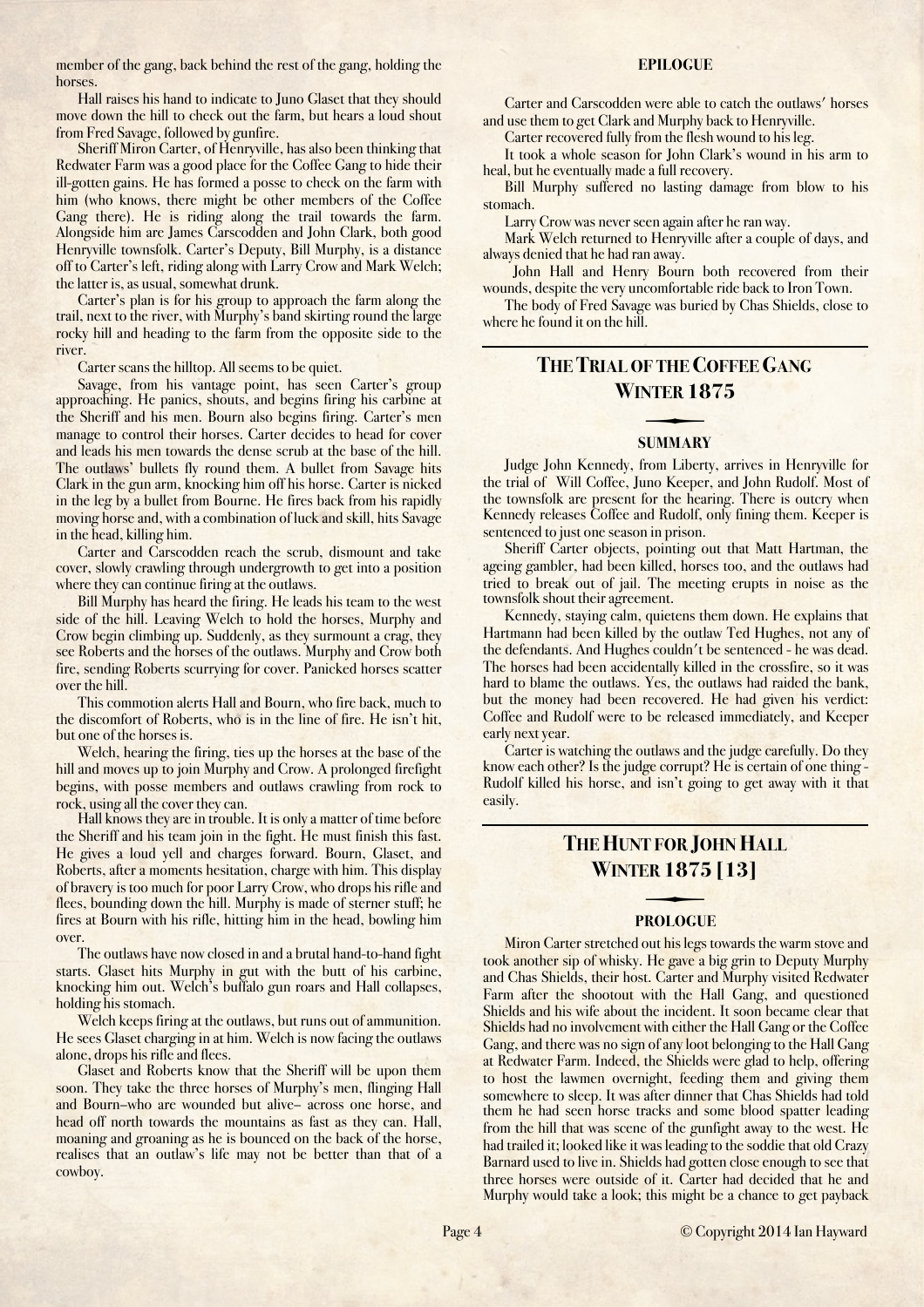member of the gang, back behind the rest of the gang, holding the horses.

Hall raises his hand to indicate to Juno Glaset that they should move down the hill to check out the farm, but hears a loud shout from Fred Savage, followed by gunfire.

Sheriff Miron Carter, of Henryville, has also been thinking that Redwater Farm was a good place for the Coffee Gang to hide their ill-gotten gains. He has formed a posse to check on the farm with him (who knows, there might be other members of the Coffee Gang there). He is riding along the trail towards the farm. Alongside him are James Carscodden and John Clark, both good Henryville townsfolk. Carter's Deputy, Bill Murphy, is a distance off to Carter's left, riding along with Larry Crow and Mark Welch; the latter is, as usual, somewhat drunk.

Carter's plan is for his group to approach the farm along the trail, next to the river, with Murphy's band skirting round the large rocky hill and heading to the farm from the opposite side to the river.

Carter scans the hilltop. All seems to be quiet.

Savage, from his vantage point, has seen Carter's group approaching. He panics, shouts, and begins firing his carbine at the Sheriff and his men. Bourn also begins firing. Carter's men manage to control their horses. Carter decides to head for cover and leads his men towards the dense scrub at the base of the hill. The outlaws' bullets fly round them. A bullet from Savage hits Clark in the gun arm, knocking him off his horse. Carter is nicked in the leg by a bullet from Bourne. He fires back from his rapidly moving horse and, with a combination of luck and skill, hits Savage in the head, killing him.

Carter and Carscodden reach the scrub, dismount and take cover, slowly crawling through undergrowth to get into a position where they can continue firing at the outlaws.

Bill Murphy has heard the firing. He leads his team to the west side of the hill. Leaving Welch to hold the horses, Murphy and Crow begin climbing up. Suddenly, as they surmount a crag, they see Roberts and the horses of the outlaws. Murphy and Crow both fire, sending Roberts scurrying for cover. Panicked horses scatter over the hill.

This commotion alerts Hall and Bourn, who fire back, much to the discomfort of Roberts, who is in the line of fire. He isn't hit, but one of the horses is.

Welch, hearing the firing, ties up the horses at the base of the hill and moves up to join Murphy and Crow. A prolonged firefight begins, with posse members and outlaws crawling from rock to rock, using all the cover they can.

Hall knows they are in trouble. It is only a matter of time before the Sheriff and his team join in the fight. He must finish this fast. He gives a loud yell and charges forward. Bourn, Glaset, and Roberts, after a moments hesitation, charge with him. This display of bravery is too much for poor Larry Crow, who drops his rifle and flees, bounding down the hill. Murphy is made of sterner stuff; he fires at Bourn with his rifle, hitting him in the head, bowling him over.

The outlaws have now closed in and a brutal hand-to-hand fight starts. Glaset hits Murphy in gut with the butt of his carbine, knocking him out. Welch's buffalo gun roars and Hall collapses, holding his stomach.

Welch keeps firing at the outlaws, but runs out of ammunition. He sees Glaset charging in at him. Welch is now facing the outlaws alone, drops his rifle and flees.

Glaset and Roberts know that the Sheriff will be upon them soon. They take the three horses of Murphy's men, flinging Hall and Bourn–who are wounded but alive– across one horse, and head off north towards the mountains as fast as they can. Hall, moaning and groaning as he is bounced on the back of the horse, realises that an outlaw's life may not be better than that of a cowboy.

#### EPILOGUE

Carter and Carscodden were able to catch the outlaws' horses and use them to get Clark and Murphy back to Henryville.

Carter recovered fully from the flesh wound to his leg.

It took a whole season for John Clark's wound in his arm to heal, but he eventually made a full recovery.

Bill Murphy suffered no lasting damage from blow to his stomach.

Larry Crow was never seen again after he ran way.

Mark Welch returned to Henryville after a couple of days, and always denied that he had ran away.

John Hall and Henry Bourn both recovered from their wounds, despite the very uncomfortable ride back to Iron Town.

The body of Fred Savage was buried by Chas Shields, close to where he found it on the hill.

## The Trial of the Coffee Gang Winter 1875

#### SUMMARY

Judge John Kennedy, from Liberty, arrives in Henryville for the trial of Will Coffee, Juno Keeper, and John Rudolf. Most of the townsfolk are present for the hearing. There is outcry when Kennedy releases Coffee and Rudolf, only fining them. Keeper is sentenced to just one season in prison.

Sheriff Carter objects, pointing out that Matt Hartman, the ageing gambler, had been killed, horses too, and the outlaws had tried to break out of jail. The meeting erupts in noise as the townsfolk shout their agreement.

Kennedy, staying calm, quietens them down. He explains that Hartmann had been killed by the outlaw Ted Hughes, not any of the defendants. And Hughes couldn't be sentenced - he was dead. The horses had been accidentally killed in the crossfire, so it was hard to blame the outlaws. Yes, the outlaws had raided the bank, but the money had been recovered. He had given his verdict: Coffee and Rudolf were to be released immediately, and Keeper early next year.

Carter is watching the outlaws and the judge carefully. Do they know each other? Is the judge corrupt? He is certain of one thing - Rudolf killed his horse, and isn't going to get away with it that easily.

## The Hunt for John Hall Winter 1875 [13]

#### PROLOGUE

Miron Carter stretched out his legs towards the warm stove and took another sip of whisky. He gave a big grin to Deputy Murphy and Chas Shields, their host. Carter and Murphy visited Redwater Farm after the shootout with the Hall Gang, and questioned Shields and his wife about the incident. It soon became clear that Shields had no involvement with either the Hall Gang or the Coffee Gang, and there was no sign of any loot belonging to the Hall Gang at Redwater Farm. Indeed, the Shields were glad to help, offering to host the lawmen overnight, feeding them and giving them somewhere to sleep. It was after dinner that Chas Shields had told them he had seen horse tracks and some blood spatter leading from the hill that was scene of the gunfight away to the west. He had trailed it; looked like it was leading to the soddie that old Crazy Barnard used to live in. Shields had gotten close enough to see that three horses were outside of it. Carter had decided that he and Murphy would take a look; this might be a chance to get payback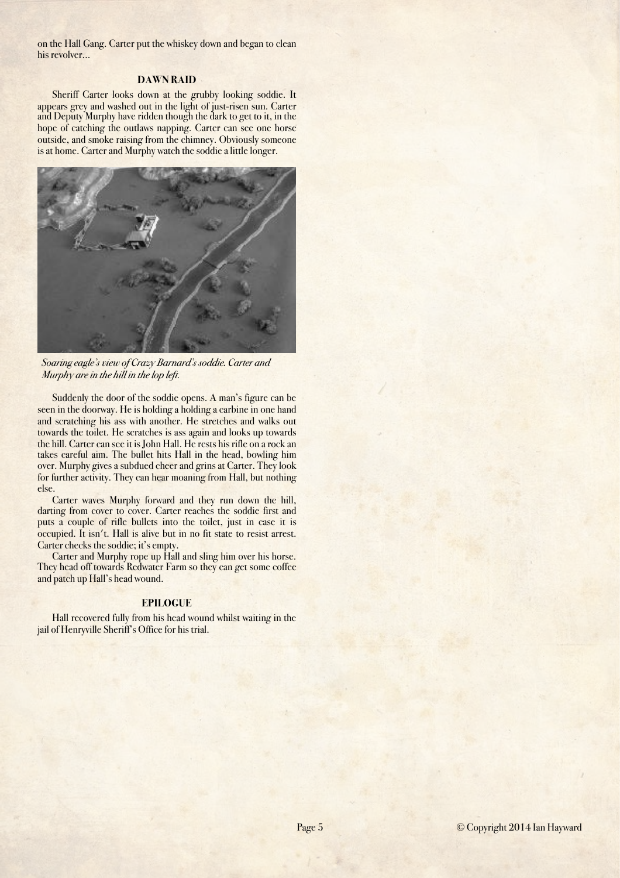on the Hall Gang. Carter put the whiskey down and began to clean his revolver…

### DAWN RAID

Sheriff Carter looks down at the grubby looking soddie. It appears grey and washed out in the light of just-risen sun. Carter and Deputy Murphy have ridden though the dark to get to it, in the hope of catching the outlaws napping. Carter can see one horse outside, and smoke raising from the chimney. Obviously someone is at home. Carter and Murphy watch the soddie a little longer.

*Soaring eagle's view of Crazy Barnard's soddie. Carter and Murphy are in the hill in the top left.*

Suddenly the door of the soddie opens. A man's figure can be seen in the doorway. He is holding a holding a carbine in one hand and scratching his ass with another. He stretches and walks out towards the toilet. He scratches is ass again and looks up towards the hill. Carter can see it is John Hall. He rests his rifle on a rock an takes careful aim. The bullet hits Hall in the head, bowling him over. Murphy gives a subdued cheer and grins at Carter. They look for further activity. They can hear moaning from Hall, but nothing else.

Carter waves Murphy forward and they run down the hill, darting from cover to cover. Carter reaches the soddie first and puts a couple of rifle bullets into the toilet, just in case it is occupied. It isn't. Hall is alive but in no fit state to resist arrest. Carter checks the soddie; it's empty.

Carter and Murphy rope up Hall and sling him over his horse. They head off towards Redwater Farm so they can get some coffee and patch up Hall's head wound.

### EPILOGUE

Hall recovered fully from his head wound whilst waiting in the jail of Henryville Sheriff's Office for his trial.

© Copyright 2014 Ian Hayward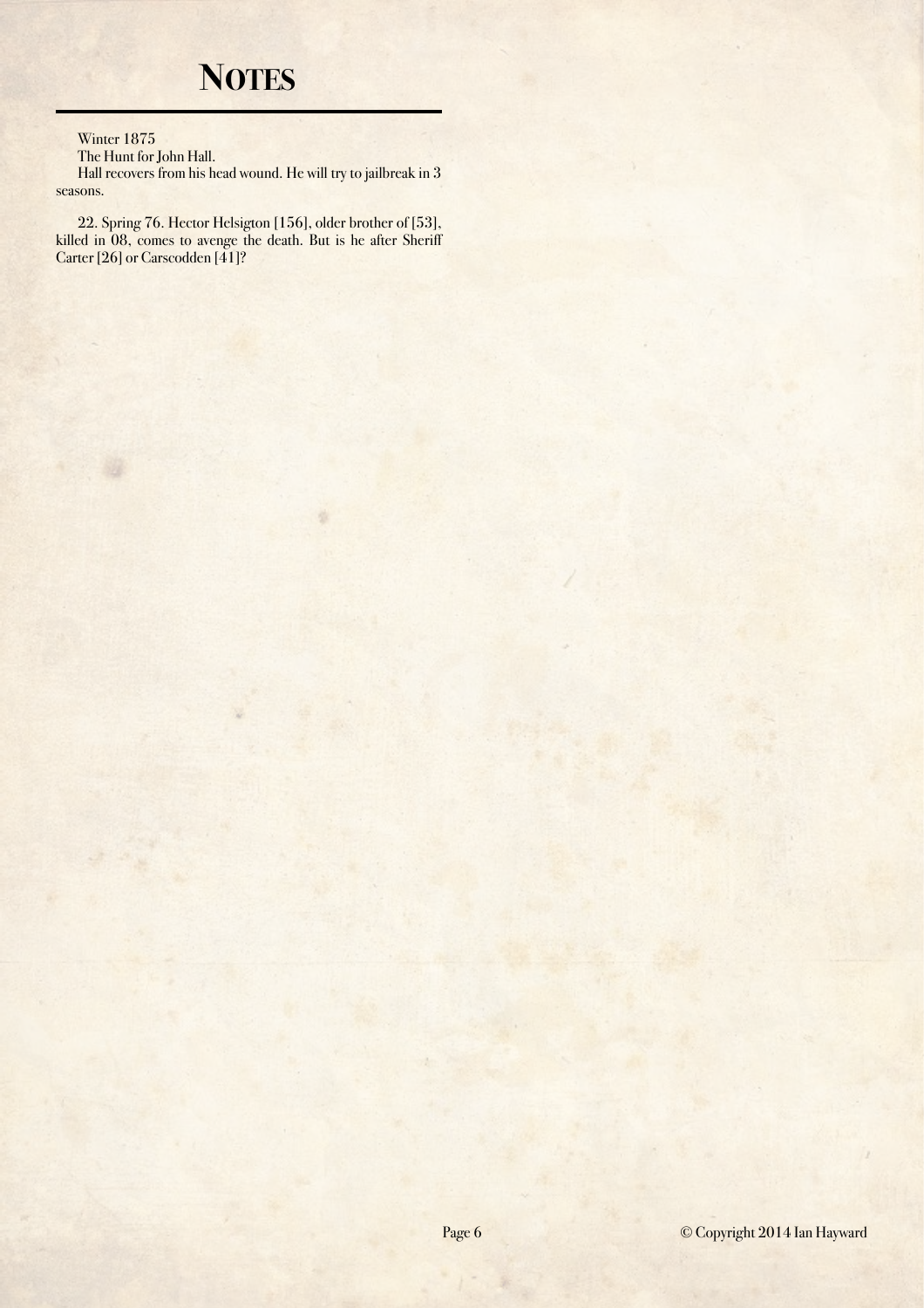# Notes

Winter 1875

The Hunt for John Hall.

Hall recovers from his head wound. He will try to jailbreak in 3 seasons.

22. Spring 76. Hector Helsigton [156], older brother of [53], killed in 08, comes to avenge the death. But is he after Sheriff Carter [26] or Carscodden [41]?

© Copyright 2014 Ian Hayward